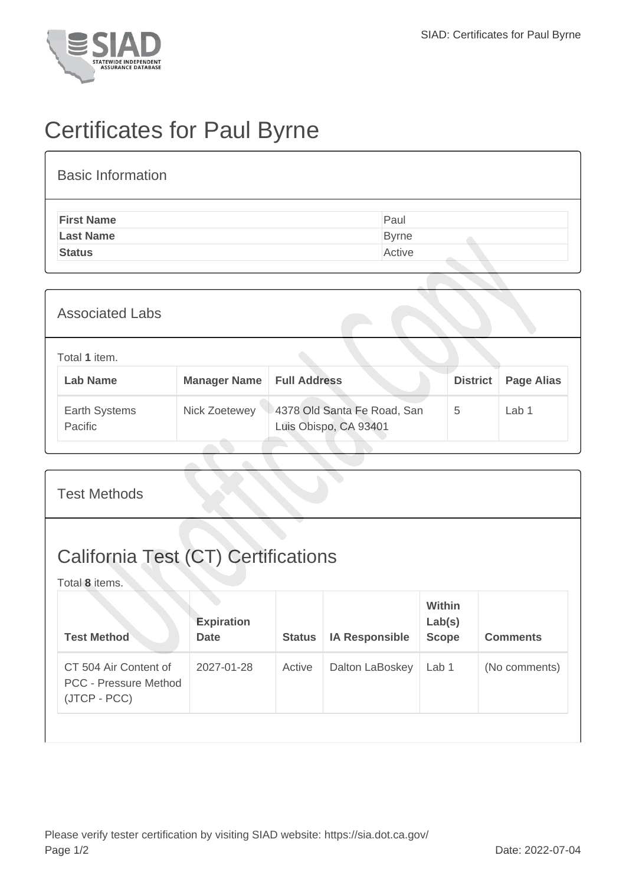# Certificates for Paul Byrne

## Basic Information

| | |
|---|---|
| **First Name** | Paul |
| **Last Name** | Byrne |
| **Status** | Active |

## Associated Labs

Total **1** item.

| Lab Name | Manager Name | Full Address | District | Page Alias |
|---|---|---|---|---|
| Earth Systems Pacific | Nick Zoetewey | 4378 Old Santa Fe Road, San Luis Obispo, CA 93401 | 5 | Lab 1 |

## Test Methods

## California Test (CT) Certifications

Total **8** items.

| Test Method | Expiration Date | Status | IA Responsible | Within Lab(s) Scope | Comments |
|---|---|---|---|---|---|
| CT 504 Air Content of PCC - Pressure Method (JTCP - PCC) | 2027-01-28 | Active | Dalton LaBoskey | Lab 1 | (No comments) |

Please verify tester certification by visiting SIAD website: https://sia.dot.ca.gov/

Date: 2022-07-04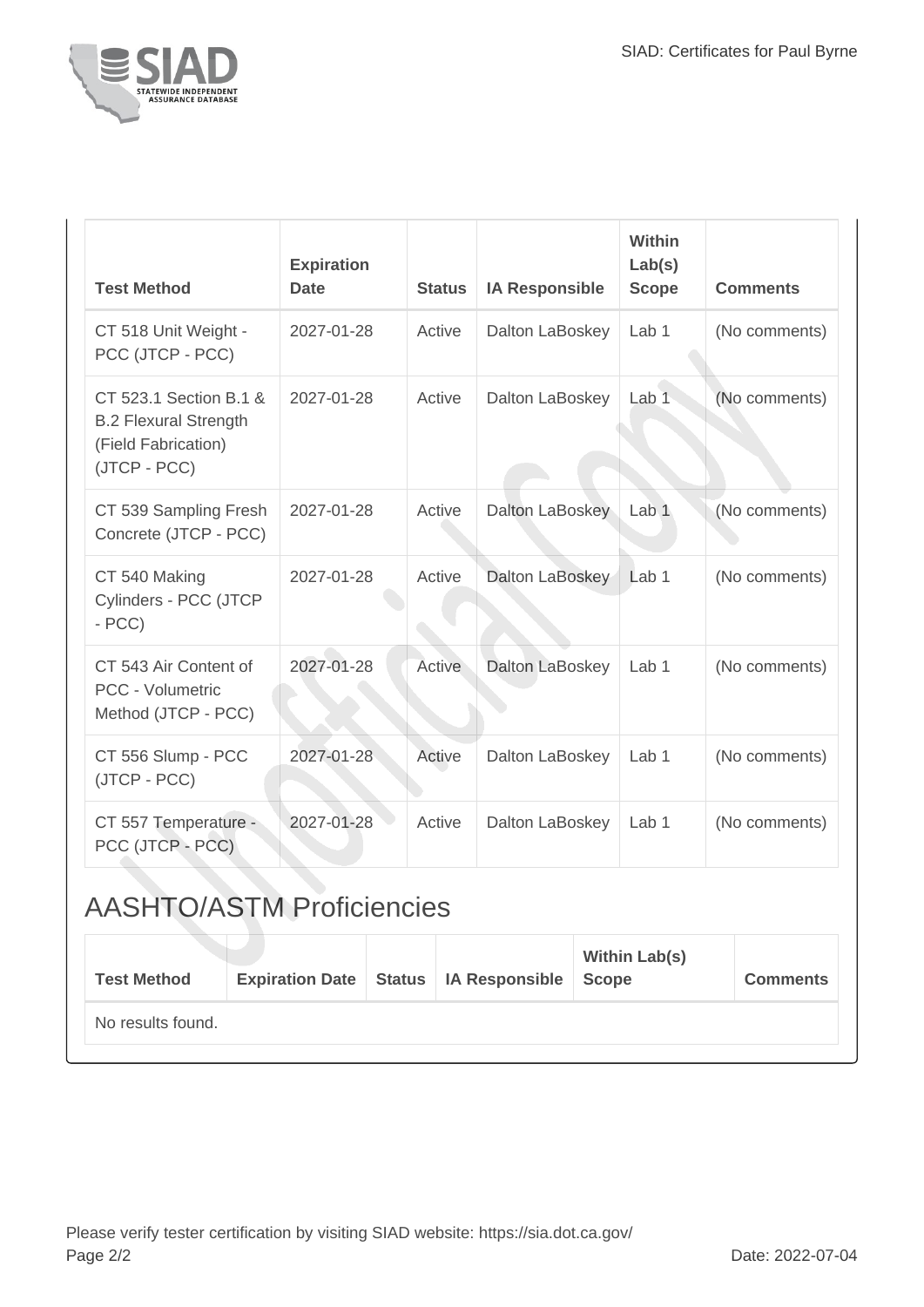| Test Method | Expiration Date | Status | IA Responsible | Within Lab(s) Scope | Comments |
| --- | --- | --- | --- | --- | --- |
| CT 518 Unit Weight - PCC (JTCP - PCC) | 2027-01-28 | Active | Dalton LaBoskey | Lab 1 | (No comments) |
| CT 523.1 Section B.1 & B.2 Flexural Strength (Field Fabrication) (JTCP - PCC) | 2027-01-28 | Active | Dalton LaBoskey | Lab 1 | (No comments) |
| CT 539 Sampling Fresh Concrete (JTCP - PCC) | 2027-01-28 | Active | Dalton LaBoskey | Lab 1 | (No comments) |
| CT 540 Making Cylinders - PCC (JTCP - PCC) | 2027-01-28 | Active | Dalton LaBoskey | Lab 1 | (No comments) |
| CT 543 Air Content of PCC - Volumetric Method (JTCP - PCC) | 2027-01-28 | Active | Dalton LaBoskey | Lab 1 | (No comments) |
| CT 556 Slump - PCC (JTCP - PCC) | 2027-01-28 | Active | Dalton LaBoskey | Lab 1 | (No comments) |
| CT 557 Temperature - PCC (JTCP - PCC) | 2027-01-28 | Active | Dalton LaBoskey | Lab 1 | (No comments) |

## AASHTO/ASTM Proficiencies

| Test Method | Expiration Date | Status | IA Responsible | Within Lab(s) Scope | Comments |
| --- | --- | --- | --- | --- | --- |
| No results found. | | | | | |

Please verify tester certification by visiting SIAD website: https://sia.dot.ca.gov/

Date: 2022-07-04